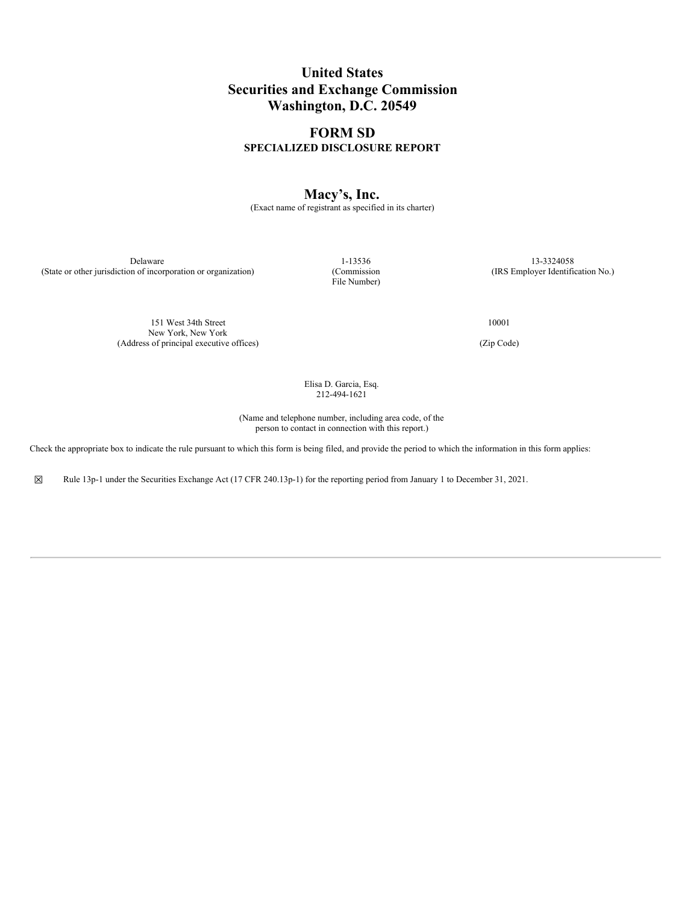# United States
# Securities and Exchange Commission
# Washington, D.C. 20549

## FORM SD
**SPECIALIZED DISCLOSURE REPORT**

## Macy's, Inc.
(Exact name of registrant as specified in its charter)

| | | |
|---|---|---|
| Delaware | 1-13536 | 13-3324058 |
| (State or other jurisdiction of incorporation or organization) | (Commission File Number) | (IRS Employer Identification No.) |

| | |
|---|---|
| 151 West 34th Street<br>New York, New York | 10001 |
| (Address of principal executive offices) | (Zip Code) |

Elisa D. Garcia, Esq.
212-494-1621

(Name and telephone number, including area code, of the person to contact in connection with this report.)

Check the appropriate box to indicate the rule pursuant to which this form is being filed, and provide the period to which the information in this form applies:

☒ Rule 13p-1 under the Securities Exchange Act (17 CFR 240.13p-1) for the reporting period from January 1 to December 31, 2021.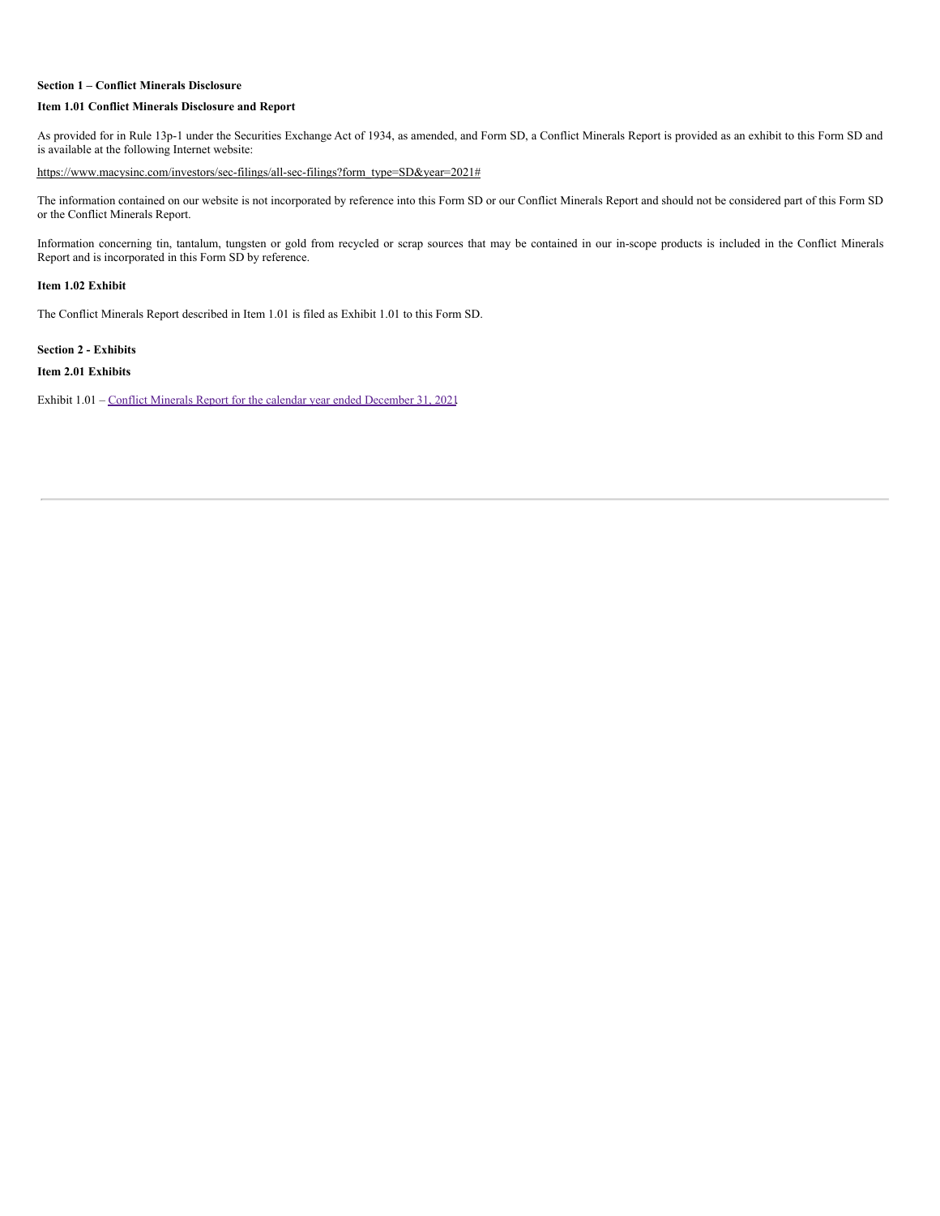**Section 1 – Conflict Minerals Disclosure**

**Item 1.01 Conflict Minerals Disclosure and Report**

As provided for in Rule 13p-1 under the Securities Exchange Act of 1934, as amended, and Form SD, a Conflict Minerals Report is provided as an exhibit to this Form SD and is available at the following Internet website:

https://www.macysinc.com/investors/sec-filings/all-sec-filings?form_type=SD&year=2021#

The information contained on our website is not incorporated by reference into this Form SD or our Conflict Minerals Report and should not be considered part of this Form SD or the Conflict Minerals Report.

Information concerning tin, tantalum, tungsten or gold from recycled or scrap sources that may be contained in our in-scope products is included in the Conflict Minerals Report and is incorporated in this Form SD by reference.

**Item 1.02 Exhibit**

The Conflict Minerals Report described in Item 1.01 is filed as Exhibit 1.01 to this Form SD.

**Section 2 - Exhibits**

**Item 2.01 Exhibits**

Exhibit 1.01 – Conflict Minerals Report for the calendar year ended December 31, 2021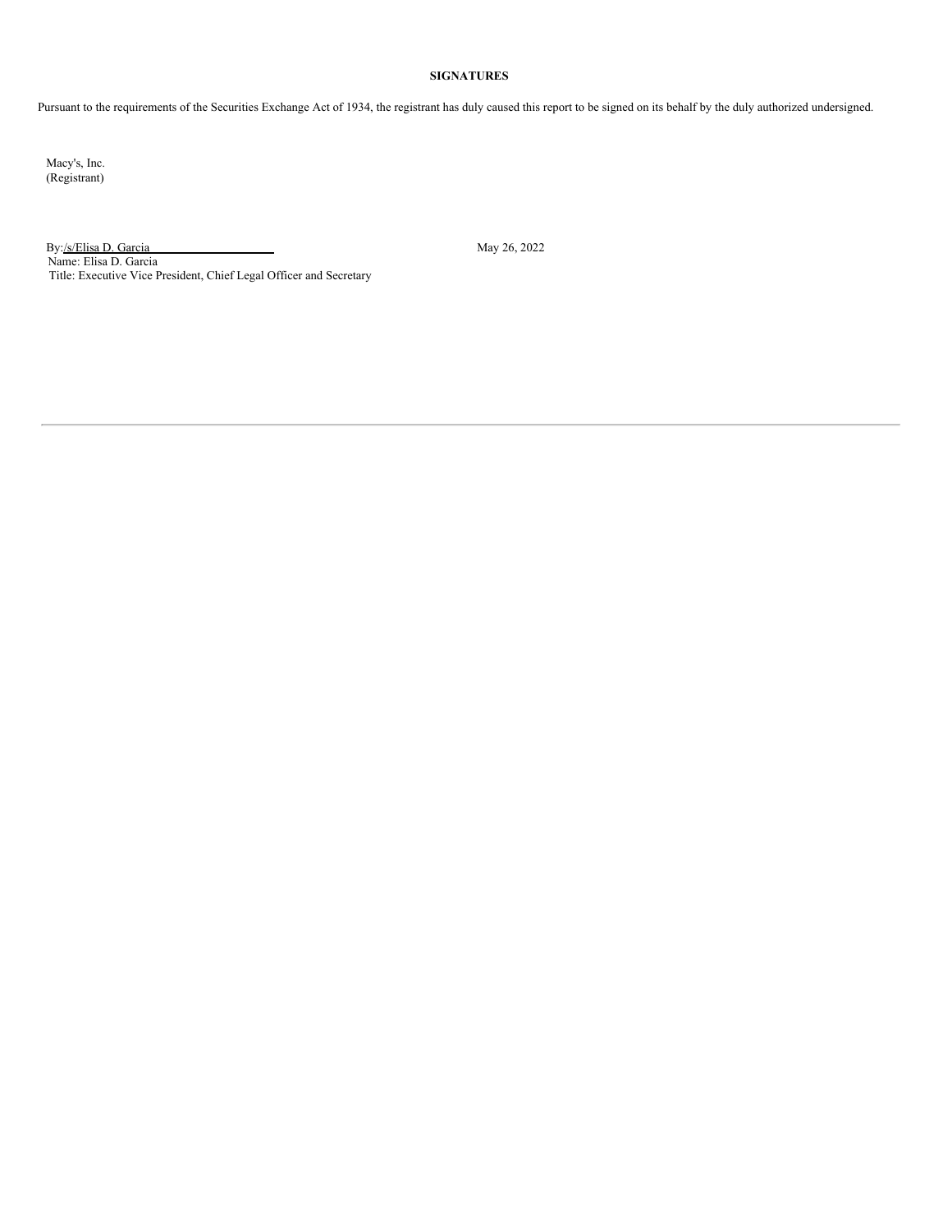**SIGNATURES**

Pursuant to the requirements of the Securities Exchange Act of 1934, the registrant has duly caused this report to be signed on its behalf by the duly authorized undersigned.

Macy's, Inc.
(Registrant)

By: /s/Elisa D. Garcia
Name: Elisa D. Garcia
Title: Executive Vice President, Chief Legal Officer and Secretary

May 26, 2022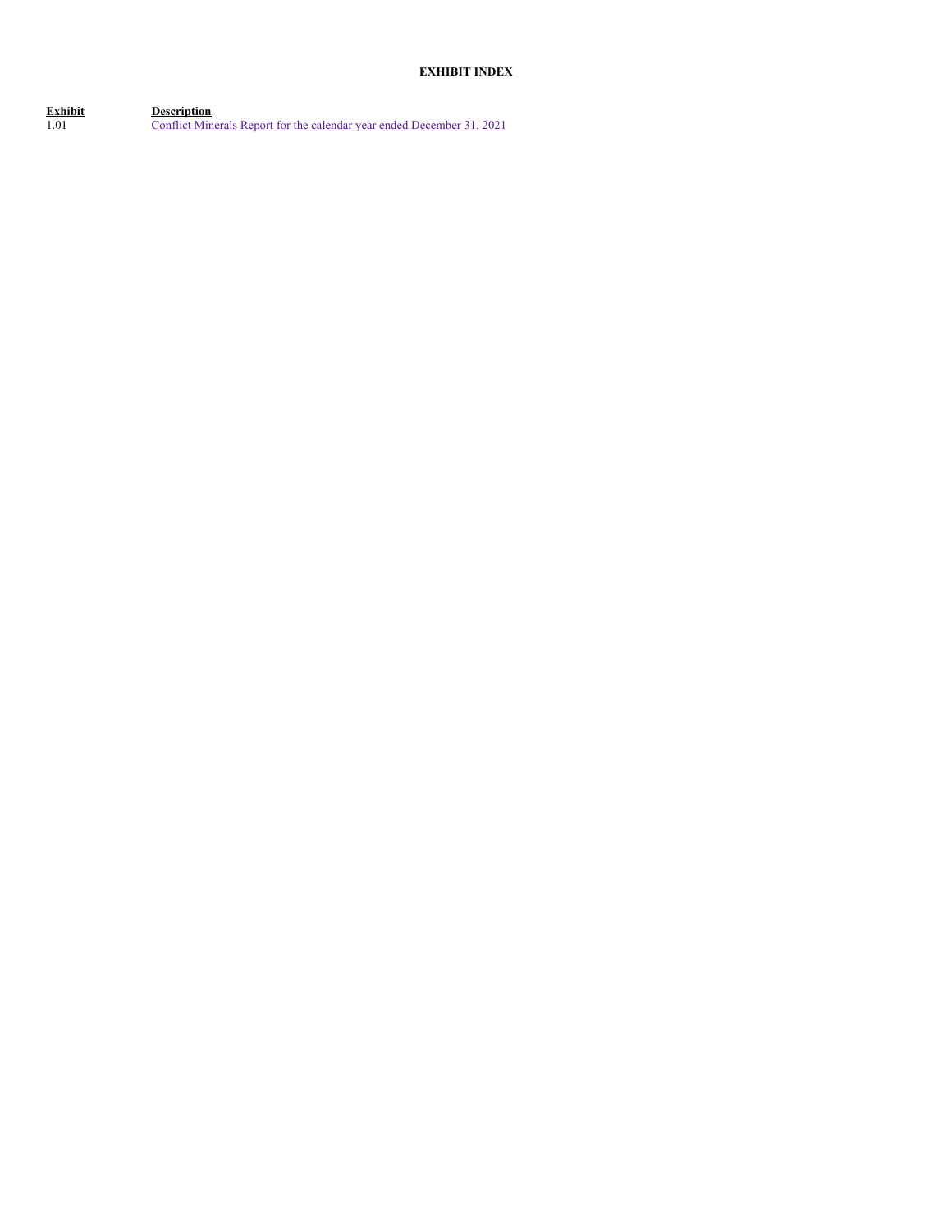**EXHIBIT INDEX**

| Exhibit | Description |
| --- | --- |
| 1.01 | Conflict Minerals Report for the calendar year ended December 31, 2021 |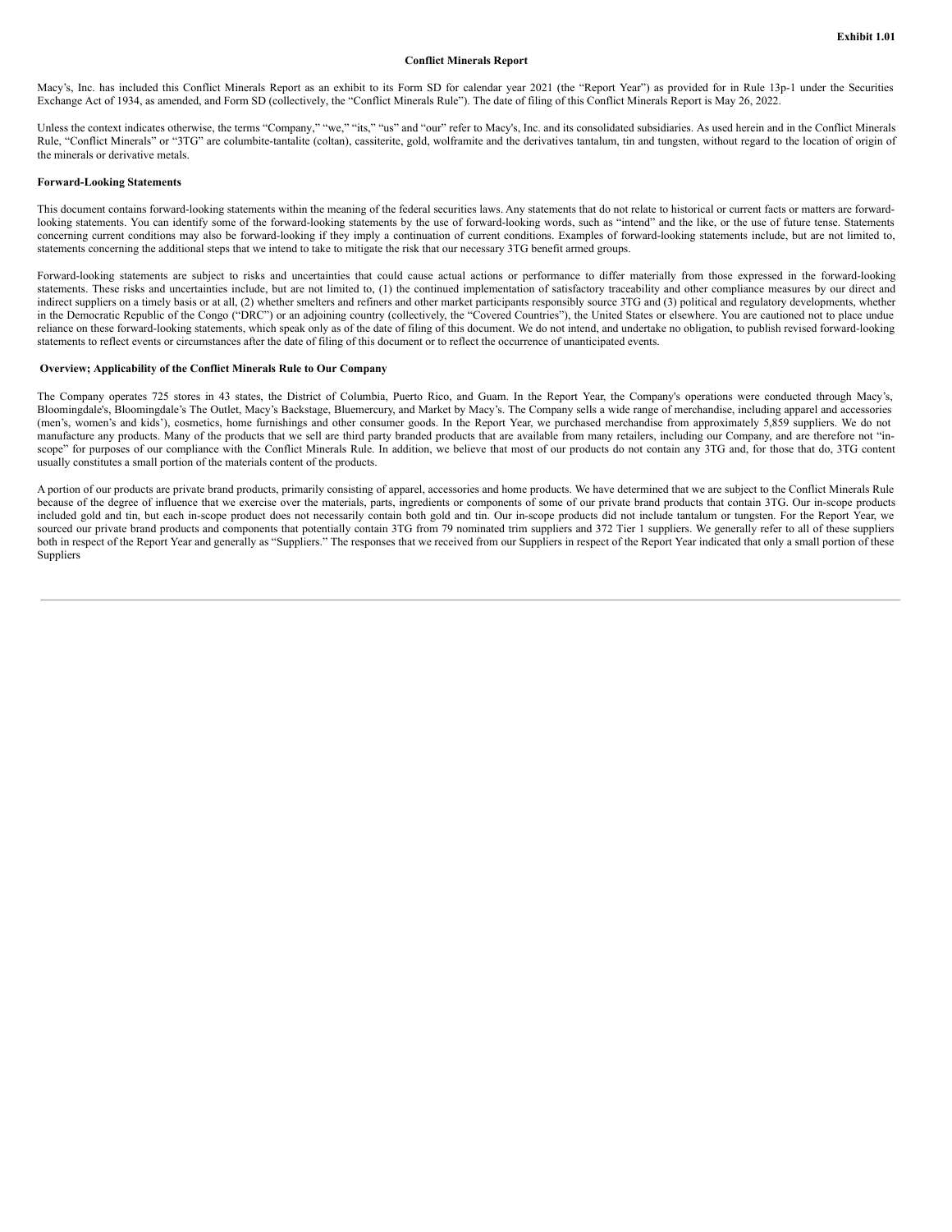Exhibit 1.01

## Conflict Minerals Report

Macy's, Inc. has included this Conflict Minerals Report as an exhibit to its Form SD for calendar year 2021 (the "Report Year") as provided for in Rule 13p-1 under the Securities Exchange Act of 1934, as amended, and Form SD (collectively, the "Conflict Minerals Rule"). The date of filing of this Conflict Minerals Report is May 26, 2022.

Unless the context indicates otherwise, the terms "Company," "we," "its," "us" and "our" refer to Macy's, Inc. and its consolidated subsidiaries. As used herein and in the Conflict Minerals Rule, "Conflict Minerals" or "3TG" are columbite-tantalite (coltan), cassiterite, gold, wolframite and the derivatives tantalum, tin and tungsten, without regard to the location of origin of the minerals or derivative metals.

### Forward-Looking Statements

This document contains forward-looking statements within the meaning of the federal securities laws. Any statements that do not relate to historical or current facts or matters are forward-looking statements. You can identify some of the forward-looking statements by the use of forward-looking words, such as "intend" and the like, or the use of future tense. Statements concerning current conditions may also be forward-looking if they imply a continuation of current conditions. Examples of forward-looking statements include, but are not limited to, statements concerning the additional steps that we intend to take to mitigate the risk that our necessary 3TG benefit armed groups.

Forward-looking statements are subject to risks and uncertainties that could cause actual actions or performance to differ materially from those expressed in the forward-looking statements. These risks and uncertainties include, but are not limited to, (1) the continued implementation of satisfactory traceability and other compliance measures by our direct and indirect suppliers on a timely basis or at all, (2) whether smelters and refiners and other market participants responsibly source 3TG and (3) political and regulatory developments, whether in the Democratic Republic of the Congo ("DRC") or an adjoining country (collectively, the "Covered Countries"), the United States or elsewhere. You are cautioned not to place undue reliance on these forward-looking statements, which speak only as of the date of filing of this document. We do not intend, and undertake no obligation, to publish revised forward-looking statements to reflect events or circumstances after the date of filing of this document or to reflect the occurrence of unanticipated events.

### Overview; Applicability of the Conflict Minerals Rule to Our Company

The Company operates 725 stores in 43 states, the District of Columbia, Puerto Rico, and Guam. In the Report Year, the Company's operations were conducted through Macy's, Bloomingdale's, Bloomingdale's The Outlet, Macy's Backstage, Bluemercury, and Market by Macy's. The Company sells a wide range of merchandise, including apparel and accessories (men's, women's and kids'), cosmetics, home furnishings and other consumer goods. In the Report Year, we purchased merchandise from approximately 5,859 suppliers. We do not manufacture any products. Many of the products that we sell are third party branded products that are available from many retailers, including our Company, and are therefore not "in-scope" for purposes of our compliance with the Conflict Minerals Rule. In addition, we believe that most of our products do not contain any 3TG and, for those that do, 3TG content usually constitutes a small portion of the materials content of the products.

A portion of our products are private brand products, primarily consisting of apparel, accessories and home products. We have determined that we are subject to the Conflict Minerals Rule because of the degree of influence that we exercise over the materials, parts, ingredients or components of some of our private brand products that contain 3TG. Our in-scope products included gold and tin, but each in-scope product does not necessarily contain both gold and tin. Our in-scope products did not include tantalum or tungsten. For the Report Year, we sourced our private brand products and components that potentially contain 3TG from 79 nominated trim suppliers and 372 Tier 1 suppliers. We generally refer to all of these suppliers both in respect of the Report Year and generally as "Suppliers." The responses that we received from our Suppliers in respect of the Report Year indicated that only a small portion of these Suppliers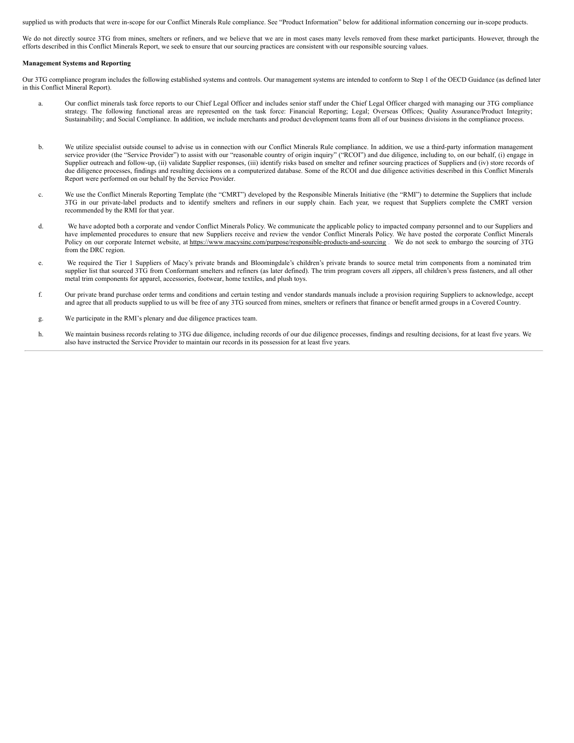supplied us with products that were in-scope for our Conflict Minerals Rule compliance. See "Product Information" below for additional information concerning our in-scope products.

We do not directly source 3TG from mines, smelters or refiners, and we believe that we are in most cases many levels removed from these market participants. However, through the efforts described in this Conflict Minerals Report, we seek to ensure that our sourcing practices are consistent with our responsible sourcing values.

**Management Systems and Reporting**

Our 3TG compliance program includes the following established systems and controls. Our management systems are intended to conform to Step 1 of the OECD Guidance (as defined later in this Conflict Mineral Report).

a. Our conflict minerals task force reports to our Chief Legal Officer and includes senior staff under the Chief Legal Officer charged with managing our 3TG compliance strategy. The following functional areas are represented on the task force: Financial Reporting; Legal; Overseas Offices; Quality Assurance/Product Integrity; Sustainability; and Social Compliance. In addition, we include merchants and product development teams from all of our business divisions in the compliance process.

b. We utilize specialist outside counsel to advise us in connection with our Conflict Minerals Rule compliance. In addition, we use a third-party information management service provider (the "Service Provider") to assist with our "reasonable country of origin inquiry" ("RCOI") and due diligence, including to, on our behalf, (i) engage in Supplier outreach and follow-up, (ii) validate Supplier responses, (iii) identify risks based on smelter and refiner sourcing practices of Suppliers and (iv) store records of due diligence processes, findings and resulting decisions on a computerized database. Some of the RCOI and due diligence activities described in this Conflict Minerals Report were performed on our behalf by the Service Provider.

c. We use the Conflict Minerals Reporting Template (the "CMRT") developed by the Responsible Minerals Initiative (the "RMI") to determine the Suppliers that include 3TG in our private-label products and to identify smelters and refiners in our supply chain. Each year, we request that Suppliers complete the CMRT version recommended by the RMI for that year.

d. We have adopted both a corporate and vendor Conflict Minerals Policy. We communicate the applicable policy to impacted company personnel and to our Suppliers and have implemented procedures to ensure that new Suppliers receive and review the vendor Conflict Minerals Policy. We have posted the corporate Conflict Minerals Policy on our corporate Internet website, at https://www.macysinc.com/purpose/responsible-products-and-sourcing . We do not seek to embargo the sourcing of 3TG from the DRC region.

e. We required the Tier 1 Suppliers of Macy's private brands and Bloomingdale's children's private brands to source metal trim components from a nominated trim supplier list that sourced 3TG from Conformant smelters and refiners (as later defined). The trim program covers all zippers, all children's press fasteners, and all other metal trim components for apparel, accessories, footwear, home textiles, and plush toys.

f. Our private brand purchase order terms and conditions and certain testing and vendor standards manuals include a provision requiring Suppliers to acknowledge, accept and agree that all products supplied to us will be free of any 3TG sourced from mines, smelters or refiners that finance or benefit armed groups in a Covered Country.

g. We participate in the RMI's plenary and due diligence practices team.

h. We maintain business records relating to 3TG due diligence, including records of our due diligence processes, findings and resulting decisions, for at least five years. We also have instructed the Service Provider to maintain our records in its possession for at least five years.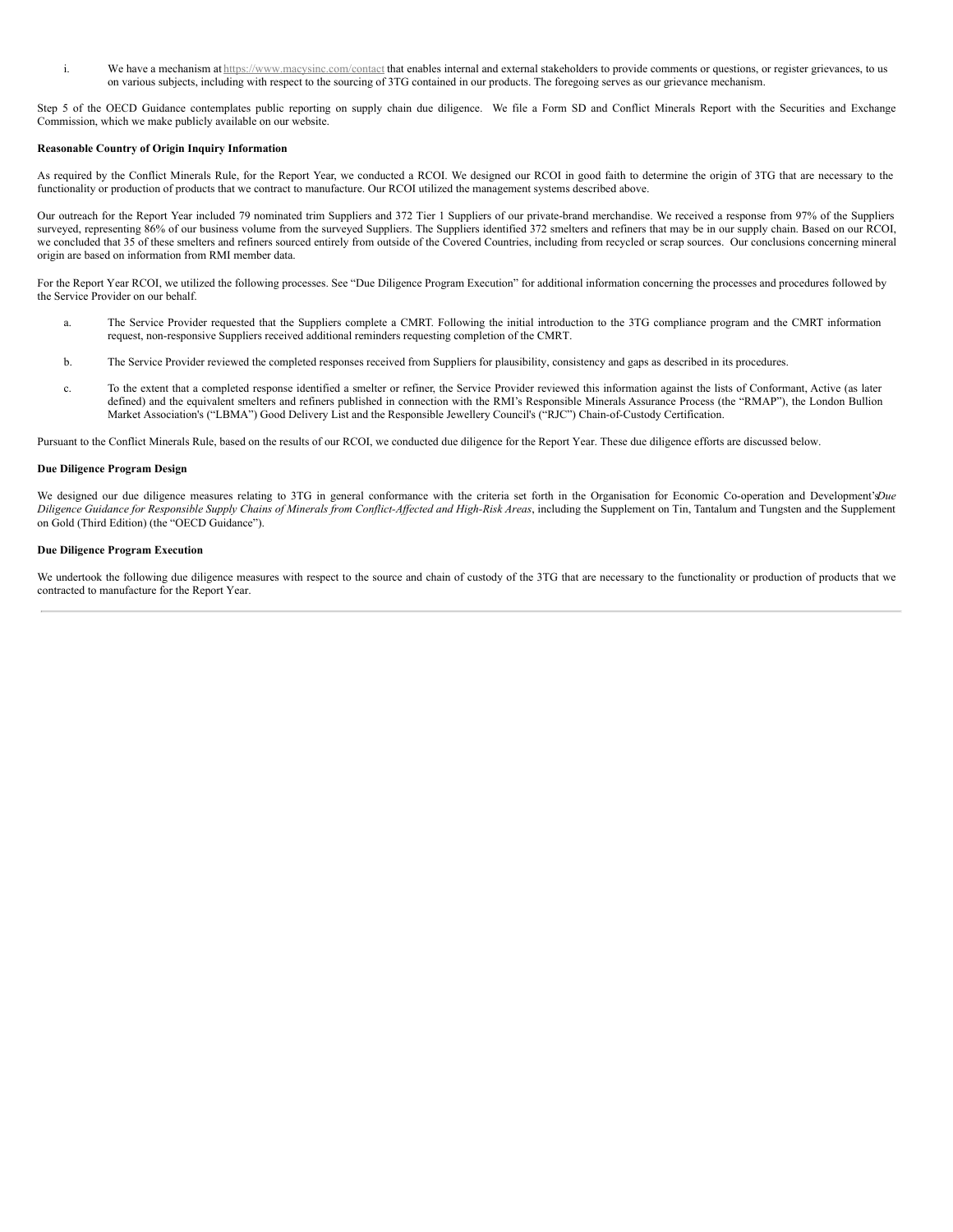i. We have a mechanism at https://www.macysinc.com/contact that enables internal and external stakeholders to provide comments or questions, or register grievances, to us on various subjects, including with respect to the sourcing of 3TG contained in our products. The foregoing serves as our grievance mechanism.

Step 5 of the OECD Guidance contemplates public reporting on supply chain due diligence. We file a Form SD and Conflict Minerals Report with the Securities and Exchange Commission, which we make publicly available on our website.

**Reasonable Country of Origin Inquiry Information**

As required by the Conflict Minerals Rule, for the Report Year, we conducted a RCOI. We designed our RCOI in good faith to determine the origin of 3TG that are necessary to the functionality or production of products that we contract to manufacture. Our RCOI utilized the management systems described above.

Our outreach for the Report Year included 79 nominated trim Suppliers and 372 Tier 1 Suppliers of our private-brand merchandise. We received a response from 97% of the Suppliers surveyed, representing 86% of our business volume from the surveyed Suppliers. The Suppliers identified 372 smelters and refiners that may be in our supply chain. Based on our RCOI, we concluded that 35 of these smelters and refiners sourced entirely from outside of the Covered Countries, including from recycled or scrap sources. Our conclusions concerning mineral origin are based on information from RMI member data.

For the Report Year RCOI, we utilized the following processes. See "Due Diligence Program Execution" for additional information concerning the processes and procedures followed by the Service Provider on our behalf.

a. The Service Provider requested that the Suppliers complete a CMRT. Following the initial introduction to the 3TG compliance program and the CMRT information request, non-responsive Suppliers received additional reminders requesting completion of the CMRT.

b. The Service Provider reviewed the completed responses received from Suppliers for plausibility, consistency and gaps as described in its procedures.

c. To the extent that a completed response identified a smelter or refiner, the Service Provider reviewed this information against the lists of Conformant, Active (as later defined) and the equivalent smelters and refiners published in connection with the RMI's Responsible Minerals Assurance Process (the "RMAP"), the London Bullion Market Association's ("LBMA") Good Delivery List and the Responsible Jewellery Council's ("RJC") Chain-of-Custody Certification.

Pursuant to the Conflict Minerals Rule, based on the results of our RCOI, we conducted due diligence for the Report Year. These due diligence efforts are discussed below.

**Due Diligence Program Design**

We designed our due diligence measures relating to 3TG in general conformance with the criteria set forth in the Organisation for Economic Co-operation and Development's *Due Diligence Guidance for Responsible Supply Chains of Minerals from Conflict-Affected and High-Risk Areas*, including the Supplement on Tin, Tantalum and Tungsten and the Supplement on Gold (Third Edition) (the "OECD Guidance").

**Due Diligence Program Execution**

We undertook the following due diligence measures with respect to the source and chain of custody of the 3TG that are necessary to the functionality or production of products that we contracted to manufacture for the Report Year.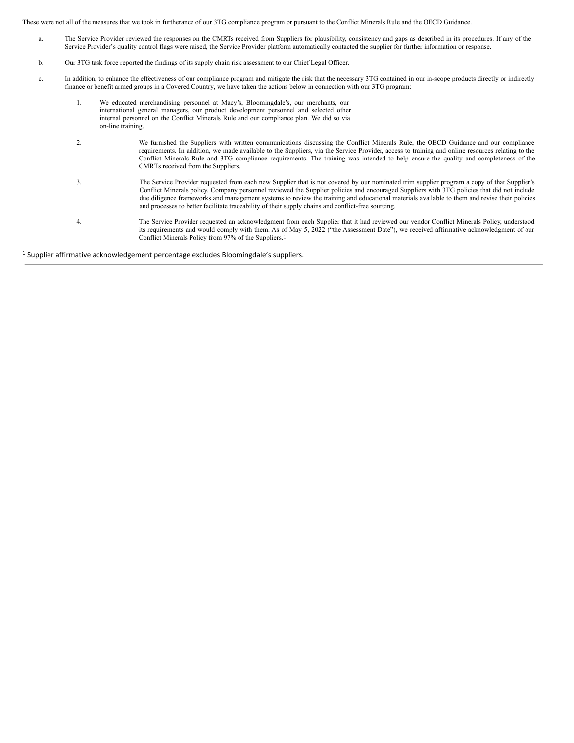These were not all of the measures that we took in furtherance of our 3TG compliance program or pursuant to the Conflict Minerals Rule and the OECD Guidance.

a. The Service Provider reviewed the responses on the CMRTs received from Suppliers for plausibility, consistency and gaps as described in its procedures. If any of the Service Provider's quality control flags were raised, the Service Provider platform automatically contacted the supplier for further information or response.

b. Our 3TG task force reported the findings of its supply chain risk assessment to our Chief Legal Officer.

c. In addition, to enhance the effectiveness of our compliance program and mitigate the risk that the necessary 3TG contained in our in-scope products directly or indirectly finance or benefit armed groups in a Covered Country, we have taken the actions below in connection with our 3TG program:

   1. We educated merchandising personnel at Macy's, Bloomingdale's, our merchants, our international general managers, our product development personnel and selected other internal personnel on the Conflict Minerals Rule and our compliance plan. We did so via on-line training.

   2. We furnished the Suppliers with written communications discussing the Conflict Minerals Rule, the OECD Guidance and our compliance requirements. In addition, we made available to the Suppliers, via the Service Provider, access to training and online resources relating to the Conflict Minerals Rule and 3TG compliance requirements. The training was intended to help ensure the quality and completeness of the CMRTs received from the Suppliers.

   3. The Service Provider requested from each new Supplier that is not covered by our nominated trim supplier program a copy of that Supplier's Conflict Minerals policy. Company personnel reviewed the Supplier policies and encouraged Suppliers with 3TG policies that did not include due diligence frameworks and management systems to review the training and educational materials available to them and revise their policies and processes to better facilitate traceability of their supply chains and conflict-free sourcing.

   4. The Service Provider requested an acknowledgment from each Supplier that it had reviewed our vendor Conflict Minerals Policy, understood its requirements and would comply with them. As of May 5, 2022 ("the Assessment Date"), we received affirmative acknowledgment of our Conflict Minerals Policy from 97% of the Suppliers.[1]

[1] Supplier affirmative acknowledgement percentage excludes Bloomingdale's suppliers.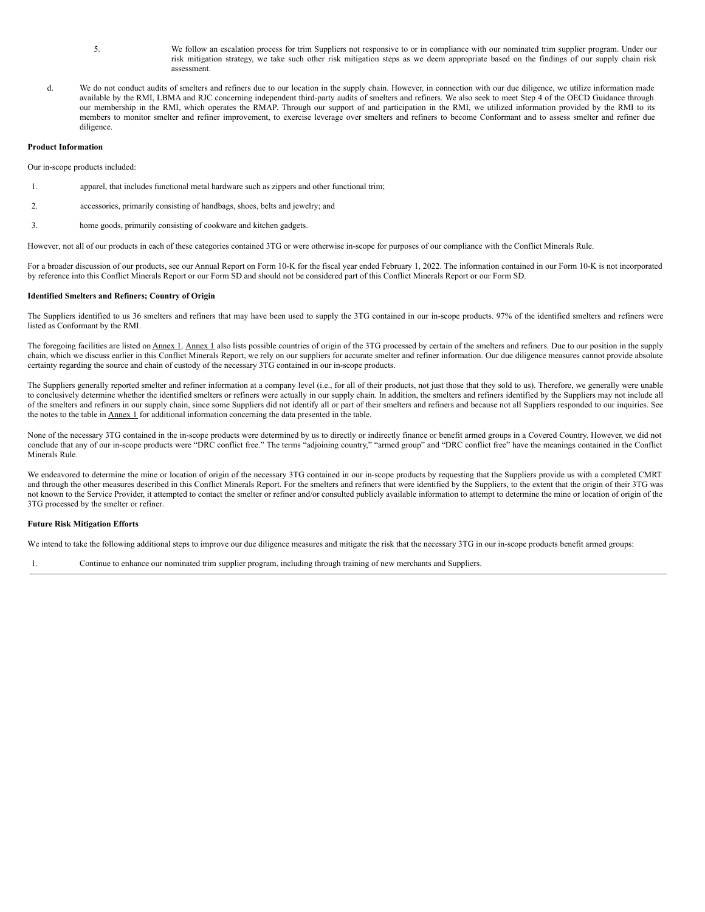5. We follow an escalation process for trim Suppliers not responsive to or in compliance with our nominated trim supplier program. Under our risk mitigation strategy, we take such other risk mitigation steps as we deem appropriate based on the findings of our supply chain risk assessment.

d. We do not conduct audits of smelters and refiners due to our location in the supply chain. However, in connection with our due diligence, we utilize information made available by the RMI, LBMA and RJC concerning independent third-party audits of smelters and refiners. We also seek to meet Step 4 of the OECD Guidance through our membership in the RMI, which operates the RMAP. Through our support of and participation in the RMI, we utilized information provided by the RMI to its members to monitor smelter and refiner improvement, to exercise leverage over smelters and refiners to become Conformant and to assess smelter and refiner due diligence.

**Product Information**

Our in-scope products included:

1. apparel, that includes functional metal hardware such as zippers and other functional trim;
2. accessories, primarily consisting of handbags, shoes, belts and jewelry; and
3. home goods, primarily consisting of cookware and kitchen gadgets.

However, not all of our products in each of these categories contained 3TG or were otherwise in-scope for purposes of our compliance with the Conflict Minerals Rule.

For a broader discussion of our products, see our Annual Report on Form 10-K for the fiscal year ended February 1, 2022. The information contained in our Form 10-K is not incorporated by reference into this Conflict Minerals Report or our Form SD and should not be considered part of this Conflict Minerals Report or our Form SD.

**Identified Smelters and Refiners; Country of Origin**

The Suppliers identified to us 36 smelters and refiners that may have been used to supply the 3TG contained in our in-scope products. 97% of the identified smelters and refiners were listed as Conformant by the RMI.

The foregoing facilities are listed on Annex 1. Annex 1 also lists possible countries of origin of the 3TG processed by certain of the smelters and refiners. Due to our position in the supply chain, which we discuss earlier in this Conflict Minerals Report, we rely on our suppliers for accurate smelter and refiner information. Our due diligence measures cannot provide absolute certainty regarding the source and chain of custody of the necessary 3TG contained in our in-scope products.

The Suppliers generally reported smelter and refiner information at a company level (i.e., for all of their products, not just those that they sold to us). Therefore, we generally were unable to conclusively determine whether the identified smelters or refiners were actually in our supply chain. In addition, the smelters and refiners identified by the Suppliers may not include all of the smelters and refiners in our supply chain, since some Suppliers did not identify all or part of their smelters and refiners and because not all Suppliers responded to our inquiries. See the notes to the table in Annex 1 for additional information concerning the data presented in the table.

None of the necessary 3TG contained in the in-scope products were determined by us to directly or indirectly finance or benefit armed groups in a Covered Country. However, we did not conclude that any of our in-scope products were "DRC conflict free." The terms "adjoining country," "armed group" and "DRC conflict free" have the meanings contained in the Conflict Minerals Rule.

We endeavored to determine the mine or location of origin of the necessary 3TG contained in our in-scope products by requesting that the Suppliers provide us with a completed CMRT and through the other measures described in this Conflict Minerals Report. For the smelters and refiners that were identified by the Suppliers, to the extent that the origin of their 3TG was not known to the Service Provider, it attempted to contact the smelter or refiner and/or consulted publicly available information to attempt to determine the mine or location of origin of the 3TG processed by the smelter or refiner.

**Future Risk Mitigation Efforts**

We intend to take the following additional steps to improve our due diligence measures and mitigate the risk that the necessary 3TG in our in-scope products benefit armed groups:

1. Continue to enhance our nominated trim supplier program, including through training of new merchants and Suppliers.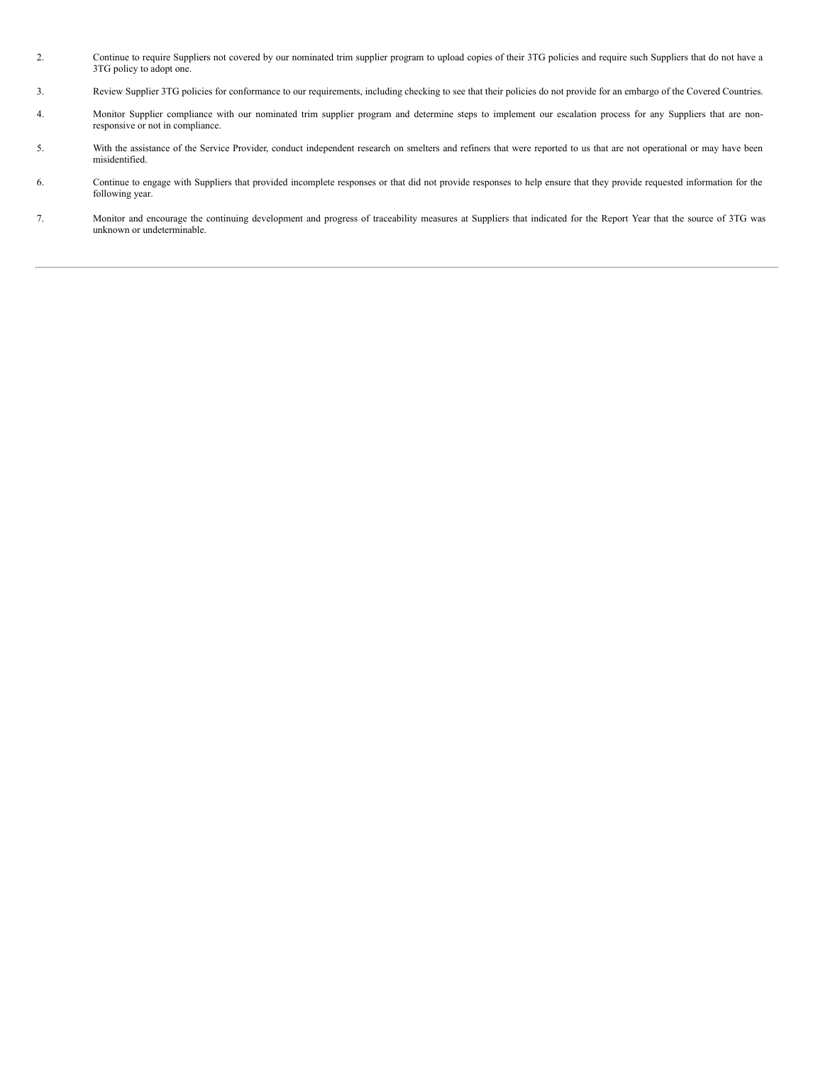2. Continue to require Suppliers not covered by our nominated trim supplier program to upload copies of their 3TG policies and require such Suppliers that do not have a 3TG policy to adopt one.

3. Review Supplier 3TG policies for conformance to our requirements, including checking to see that their policies do not provide for an embargo of the Covered Countries.

4. Monitor Supplier compliance with our nominated trim supplier program and determine steps to implement our escalation process for any Suppliers that are non-responsive or not in compliance.

5. With the assistance of the Service Provider, conduct independent research on smelters and refiners that were reported to us that are not operational or may have been misidentified.

6. Continue to engage with Suppliers that provided incomplete responses or that did not provide responses to help ensure that they provide requested information for the following year.

7. Monitor and encourage the continuing development and progress of traceability measures at Suppliers that indicated for the Report Year that the source of 3TG was unknown or undeterminable.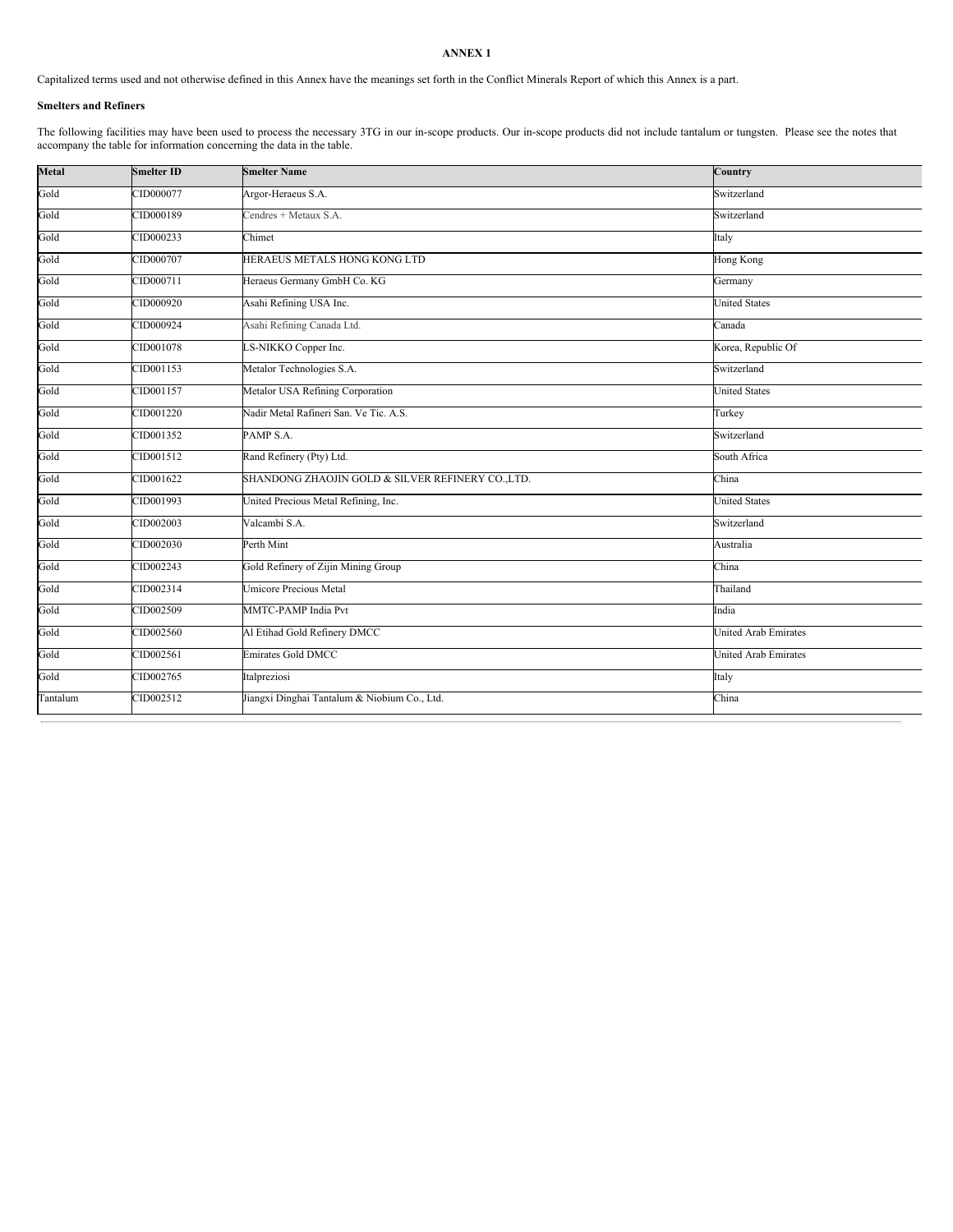**ANNEX 1**

Capitalized terms used and not otherwise defined in this Annex have the meanings set forth in the Conflict Minerals Report of which this Annex is a part.

**Smelters and Refiners**

The following facilities may have been used to process the necessary 3TG in our in-scope products. Our in-scope products did not include tantalum or tungsten. Please see the notes that accompany the table for information concerning the data in the table.

| Metal | Smelter ID | Smelter Name | Country |
|---|---|---|---|
| Gold | CID000077 | Argor-Heraeus S.A. | Switzerland |
| Gold | CID000189 | Cendres + Metaux S.A. | Switzerland |
| Gold | CID000233 | Chimet | Italy |
| Gold | CID000707 | HERAEUS METALS HONG KONG LTD | Hong Kong |
| Gold | CID000711 | Heraeus Germany GmbH Co. KG | Germany |
| Gold | CID000920 | Asahi Refining USA Inc. | United States |
| Gold | CID000924 | Asahi Refining Canada Ltd. | Canada |
| Gold | CID001078 | LS-NIKKO Copper Inc. | Korea, Republic Of |
| Gold | CID001153 | Metalor Technologies S.A. | Switzerland |
| Gold | CID001157 | Metalor USA Refining Corporation | United States |
| Gold | CID001220 | Nadir Metal Rafineri San. Ve Tic. A.S. | Turkey |
| Gold | CID001352 | PAMP S.A. | Switzerland |
| Gold | CID001512 | Rand Refinery (Pty) Ltd. | South Africa |
| Gold | CID001622 | SHANDONG ZHAOJIN GOLD & SILVER REFINERY CO.,LTD. | China |
| Gold | CID001993 | United Precious Metal Refining, Inc. | United States |
| Gold | CID002003 | Valcambi S.A. | Switzerland |
| Gold | CID002030 | Perth Mint | Australia |
| Gold | CID002243 | Gold Refinery of Zijin Mining Group | China |
| Gold | CID002314 | Umicore Precious Metal | Thailand |
| Gold | CID002509 | MMTC-PAMP India Pvt | India |
| Gold | CID002560 | Al Etihad Gold Refinery DMCC | United Arab Emirates |
| Gold | CID002561 | Emirates Gold DMCC | United Arab Emirates |
| Gold | CID002765 | Italpreziosi | Italy |
| Tantalum | CID002512 | Jiangxi Dinghai Tantalum & Niobium Co., Ltd. | China |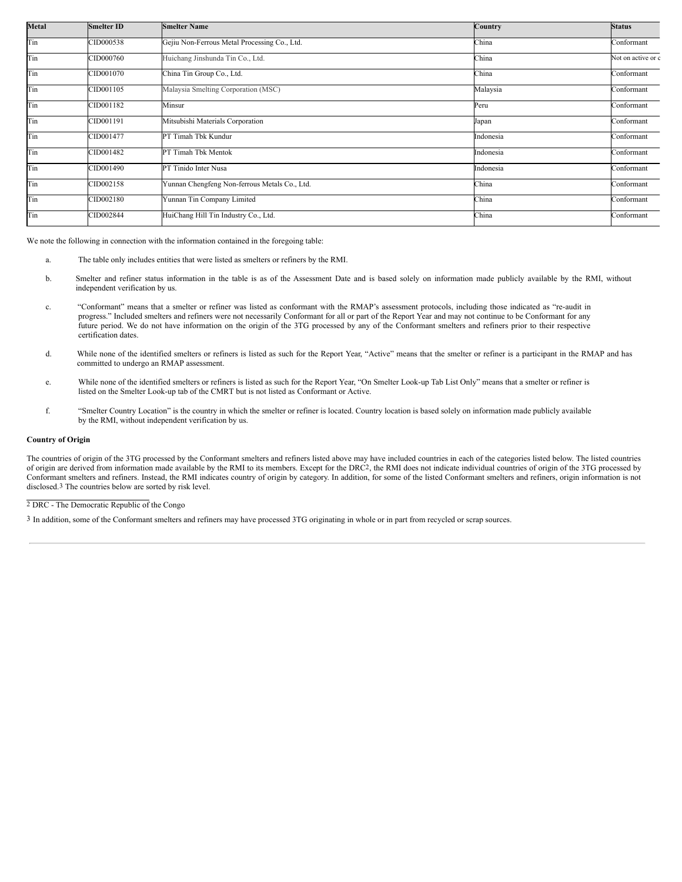| Metal | Smelter ID | Smelter Name | Country | Status |
|---|---|---|---|---|
| Tin | CID000538 | Gejiu Non-Ferrous Metal Processing Co., Ltd. | China | Conformant |
| Tin | CID000760 | Huichang Jinshunda Tin Co., Ltd. | China | Not on active or c |
| Tin | CID001070 | China Tin Group Co., Ltd. | China | Conformant |
| Tin | CID001105 | Malaysia Smelting Corporation (MSC) | Malaysia | Conformant |
| Tin | CID001182 | Minsur | Peru | Conformant |
| Tin | CID001191 | Mitsubishi Materials Corporation | Japan | Conformant |
| Tin | CID001477 | PT Timah Tbk Kundur | Indonesia | Conformant |
| Tin | CID001482 | PT Timah Tbk Mentok | Indonesia | Conformant |
| Tin | CID001490 | PT Tinido Inter Nusa | Indonesia | Conformant |
| Tin | CID002158 | Yunnan Chengfeng Non-ferrous Metals Co., Ltd. | China | Conformant |
| Tin | CID002180 | Yunnan Tin Company Limited | China | Conformant |
| Tin | CID002844 | HuiChang Hill Tin Industry Co., Ltd. | China | Conformant |

We note the following in connection with the information contained in the foregoing table:

a. The table only includes entities that were listed as smelters or refiners by the RMI.

b. Smelter and refiner status information in the table is as of the Assessment Date and is based solely on information made publicly available by the RMI, without independent verification by us.

c. "Conformant" means that a smelter or refiner was listed as conformant with the RMAP's assessment protocols, including those indicated as "re-audit in progress." Included smelters and refiners were not necessarily Conformant for all or part of the Report Year and may not continue to be Conformant for any future period. We do not have information on the origin of the 3TG processed by any of the Conformant smelters and refiners prior to their respective certification dates.

d. While none of the identified smelters or refiners is listed as such for the Report Year, "Active" means that the smelter or refiner is a participant in the RMAP and has committed to undergo an RMAP assessment.

e. While none of the identified smelters or refiners is listed as such for the Report Year, "On Smelter Look-up Tab List Only" means that a smelter or refiner is listed on the Smelter Look-up tab of the CMRT but is not listed as Conformant or Active.

f. "Smelter Country Location" is the country in which the smelter or refiner is located. Country location is based solely on information made publicly available by the RMI, without independent verification by us.

**Country of Origin**

The countries of origin of the 3TG processed by the Conformant smelters and refiners listed above may have included countries in each of the categories listed below. The listed countries of origin are derived from information made available by the RMI to its members. Except for the DRC[2], the RMI does not indicate individual countries of origin of the 3TG processed by Conformant smelters and refiners. Instead, the RMI indicates country of origin by category. In addition, for some of the listed Conformant smelters and refiners, origin information is not disclosed.[3] The countries below are sorted by risk level.

[2] DRC - The Democratic Republic of the Congo

[3] In addition, some of the Conformant smelters and refiners may have processed 3TG originating in whole or in part from recycled or scrap sources.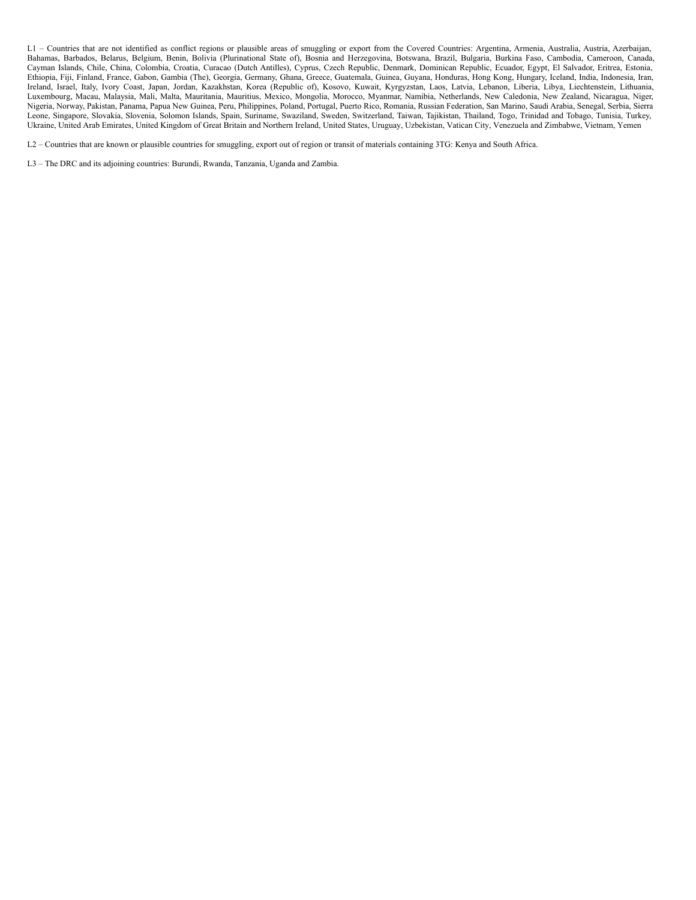L1 – Countries that are not identified as conflict regions or plausible areas of smuggling or export from the Covered Countries: Argentina, Armenia, Australia, Austria, Azerbaijan, Bahamas, Barbados, Belarus, Belgium, Benin, Bolivia (Plurinational State of), Bosnia and Herzegovina, Botswana, Brazil, Bulgaria, Burkina Faso, Cambodia, Cameroon, Canada, Cayman Islands, Chile, China, Colombia, Croatia, Curacao (Dutch Antilles), Cyprus, Czech Republic, Denmark, Dominican Republic, Ecuador, Egypt, El Salvador, Eritrea, Estonia, Ethiopia, Fiji, Finland, France, Gabon, Gambia (The), Georgia, Germany, Ghana, Greece, Guatemala, Guinea, Guyana, Honduras, Hong Kong, Hungary, Iceland, India, Indonesia, Iran, Ireland, Israel, Italy, Ivory Coast, Japan, Jordan, Kazakhstan, Korea (Republic of), Kosovo, Kuwait, Kyrgyzstan, Laos, Latvia, Lebanon, Liberia, Libya, Liechtenstein, Lithuania, Luxembourg, Macau, Malaysia, Mali, Malta, Mauritania, Mauritius, Mexico, Mongolia, Morocco, Myanmar, Namibia, Netherlands, New Caledonia, New Zealand, Nicaragua, Niger, Nigeria, Norway, Pakistan, Panama, Papua New Guinea, Peru, Philippines, Poland, Portugal, Puerto Rico, Romania, Russian Federation, San Marino, Saudi Arabia, Senegal, Serbia, Sierra Leone, Singapore, Slovakia, Slovenia, Solomon Islands, Spain, Suriname, Swaziland, Sweden, Switzerland, Taiwan, Tajikistan, Thailand, Togo, Trinidad and Tobago, Tunisia, Turkey, Ukraine, United Arab Emirates, United Kingdom of Great Britain and Northern Ireland, United States, Uruguay, Uzbekistan, Vatican City, Venezuela and Zimbabwe, Vietnam, Yemen

L2 – Countries that are known or plausible countries for smuggling, export out of region or transit of materials containing 3TG: Kenya and South Africa.

L3 – The DRC and its adjoining countries: Burundi, Rwanda, Tanzania, Uganda and Zambia.